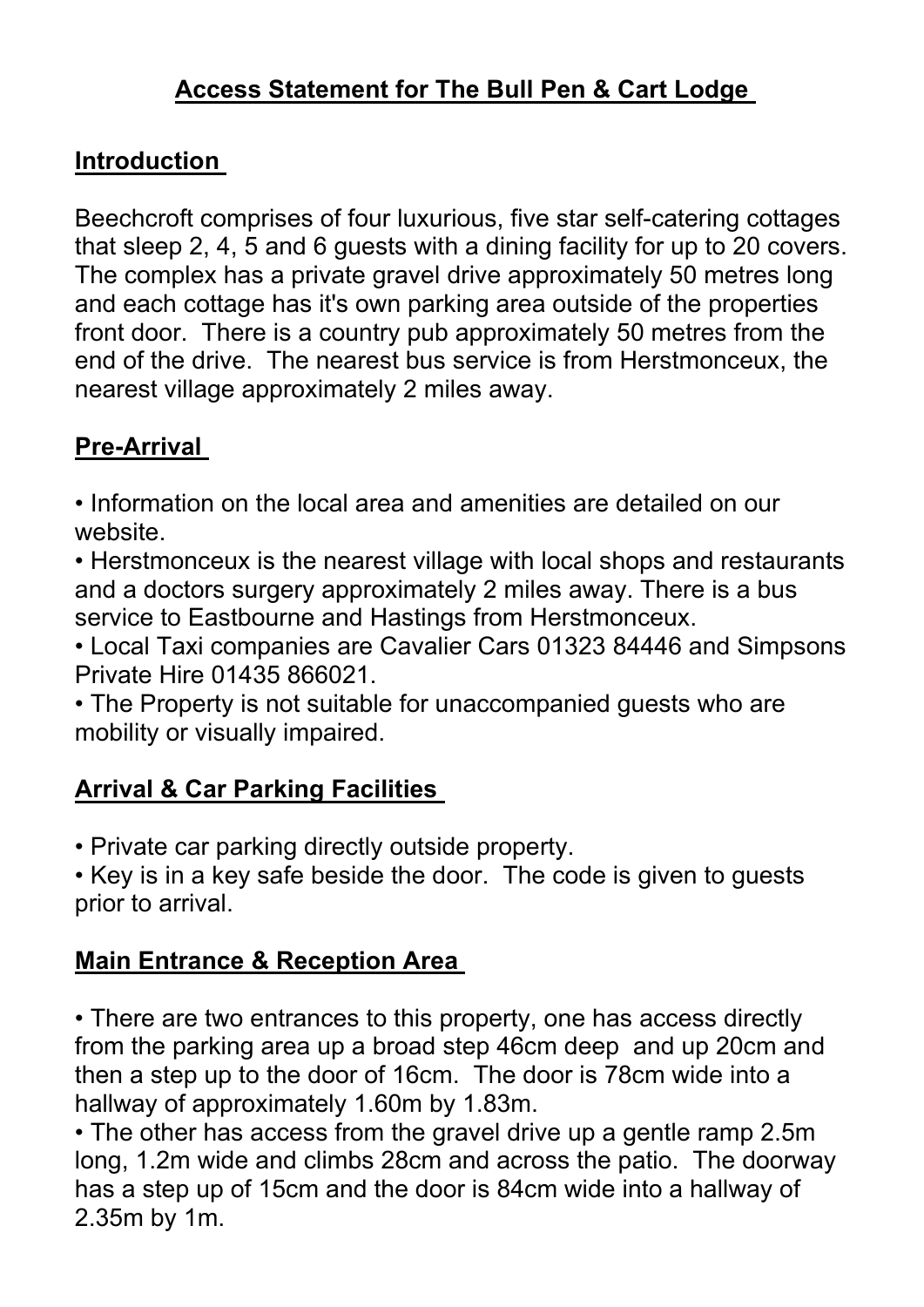# Access Statement for The Bull Pen & Cart Lodge

## Introduction

Beechcroft comprises of four luxurious, five star self-catering cottages that sleep 2, 4, 5 and 6 guests with a dining facility for up to 20 covers. The complex has a private gravel drive approximately 50 metres long and each cottage has it's own parking area outside of the properties front door. There is a country pub approximately 50 metres from the end of the drive. The nearest bus service is from Herstmonceux, the nearest village approximately 2 miles away.

## Pre-Arrival

- Information on the local area and amenities are detailed on our website.
- Herstmonceux is the nearest village with local shops and restaurants and a doctors surgery approximately 2 miles away. There is a bus service to Eastbourne and Hastings from Herstmonceux.
- Local Taxi companies are Cavalier Cars 01323 84446 and Simpsons Private Hire 01435 866021.
- The Property is not suitable for unaccompanied guests who are mobility or visually impaired.

## Arrival & Car Parking Facilities

- Private car parking directly outside property.
- Key is in a key safe beside the door. The code is given to guests prior to arrival.

## Main Entrance & Reception Area

- There are two entrances to this property, one has access directly from the parking area up a broad step 46cm deep and up 20cm and then a step up to the door of 16cm. The door is 78cm wide into a hallway of approximately 1.60m by 1.83m.
- The other has access from the gravel drive up a gentle ramp 2.5m long, 1.2m wide and climbs 28cm and across the patio. The doorway has a step up of 15cm and the door is 84cm wide into a hallway of 2.35m by 1m.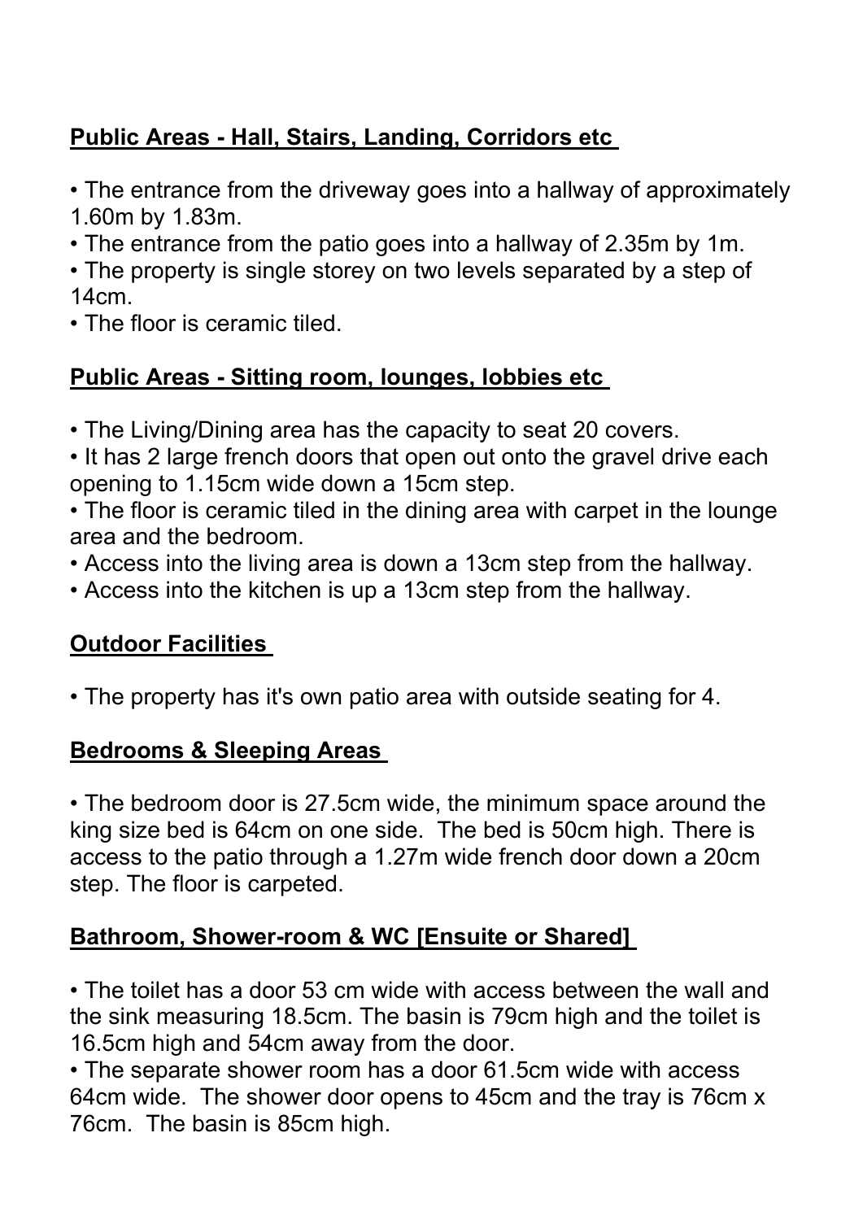## Public Areas - Hall, Stairs, Landing, Corridors etc

- The entrance from the driveway goes into a hallway of approximately 1.60m by 1.83m.
- The entrance from the patio goes into a hallway of 2.35m by 1m.
- The property is single storey on two levels separated by a step of 14cm.
- The floor is ceramic tiled.

## Public Areas - Sitting room, lounges, lobbies etc

- The Living/Dining area has the capacity to seat 20 covers.
- It has 2 large french doors that open out onto the gravel drive each opening to 1.15cm wide down a 15cm step.
- The floor is ceramic tiled in the dining area with carpet in the lounge area and the bedroom.
- Access into the living area is down a 13cm step from the hallway.
- Access into the kitchen is up a 13cm step from the hallway.

## Outdoor Facilities

- The property has it's own patio area with outside seating for 4.

## Bedrooms & Sleeping Areas

- The bedroom door is 27.5cm wide, the minimum space around the king size bed is 64cm on one side. The bed is 50cm high. There is access to the patio through a 1.27m wide french door down a 20cm step. The floor is carpeted.

## Bathroom, Shower-room & WC [Ensuite or Shared]

- The toilet has a door 53 cm wide with access between the wall and the sink measuring 18.5cm. The basin is 79cm high and the toilet is 16.5cm high and 54cm away from the door.
- The separate shower room has a door 61.5cm wide with access 64cm wide. The shower door opens to 45cm and the tray is 76cm x 76cm. The basin is 85cm high.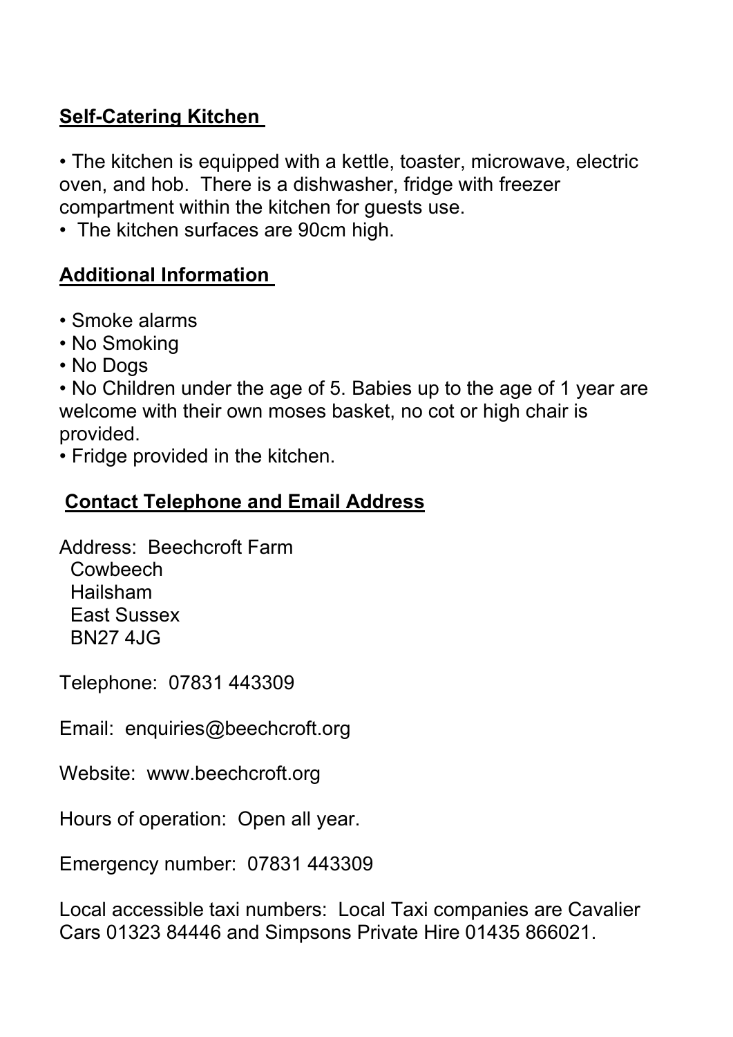## Self-Catering Kitchen

- The kitchen is equipped with a kettle, toaster, microwave, electric oven, and hob. There is a dishwasher, fridge with freezer compartment within the kitchen for guests use.
- The kitchen surfaces are 90cm high.

## Additional Information

- Smoke alarms
- No Smoking
- No Dogs
- No Children under the age of 5. Babies up to the age of 1 year are welcome with their own moses basket, no cot or high chair is provided.
- Fridge provided in the kitchen.

## Contact Telephone and Email Address

Address: Beechcroft Farm
Cowbeech
Hailsham
East Sussex
BN27 4JG

Telephone: 07831 443309

Email: enquiries@beechcroft.org

Website: www.beechcroft.org

Hours of operation: Open all year.

Emergency number: 07831 443309

Local accessible taxi numbers: Local Taxi companies are Cavalier Cars 01323 84446 and Simpsons Private Hire 01435 866021.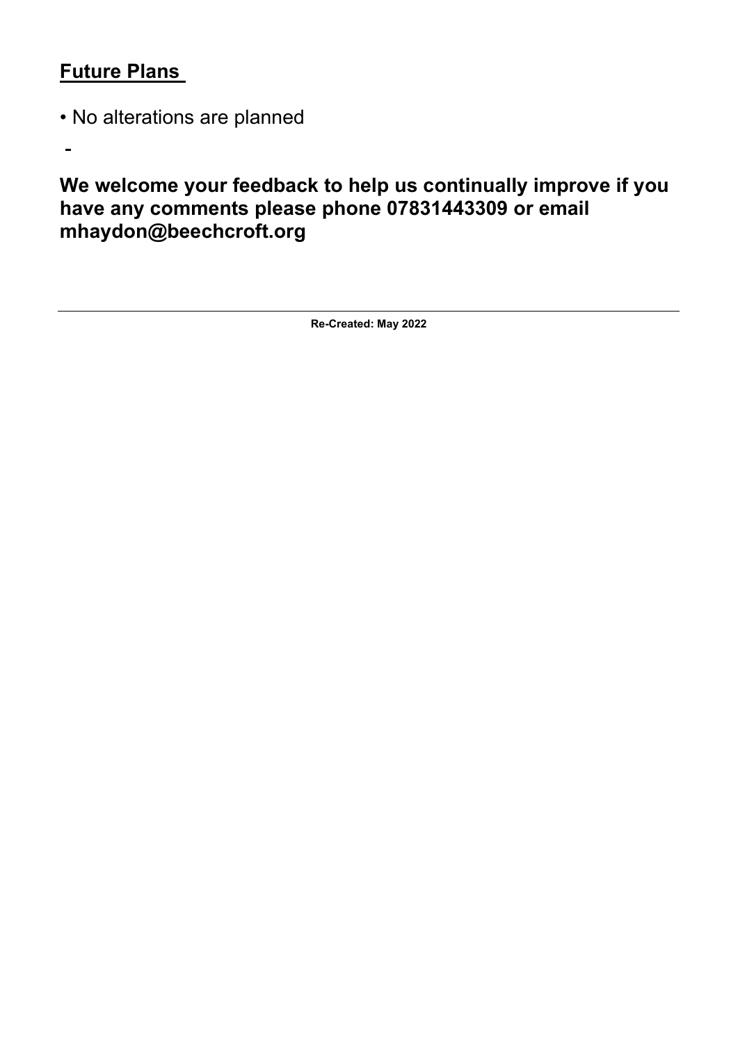## Future Plans

- No alterations are planned

-

**We welcome your feedback to help us continually improve if you have any comments please phone 07831443309 or email mhaydon@beechcroft.org**

---

**Re-Created: May 2022**